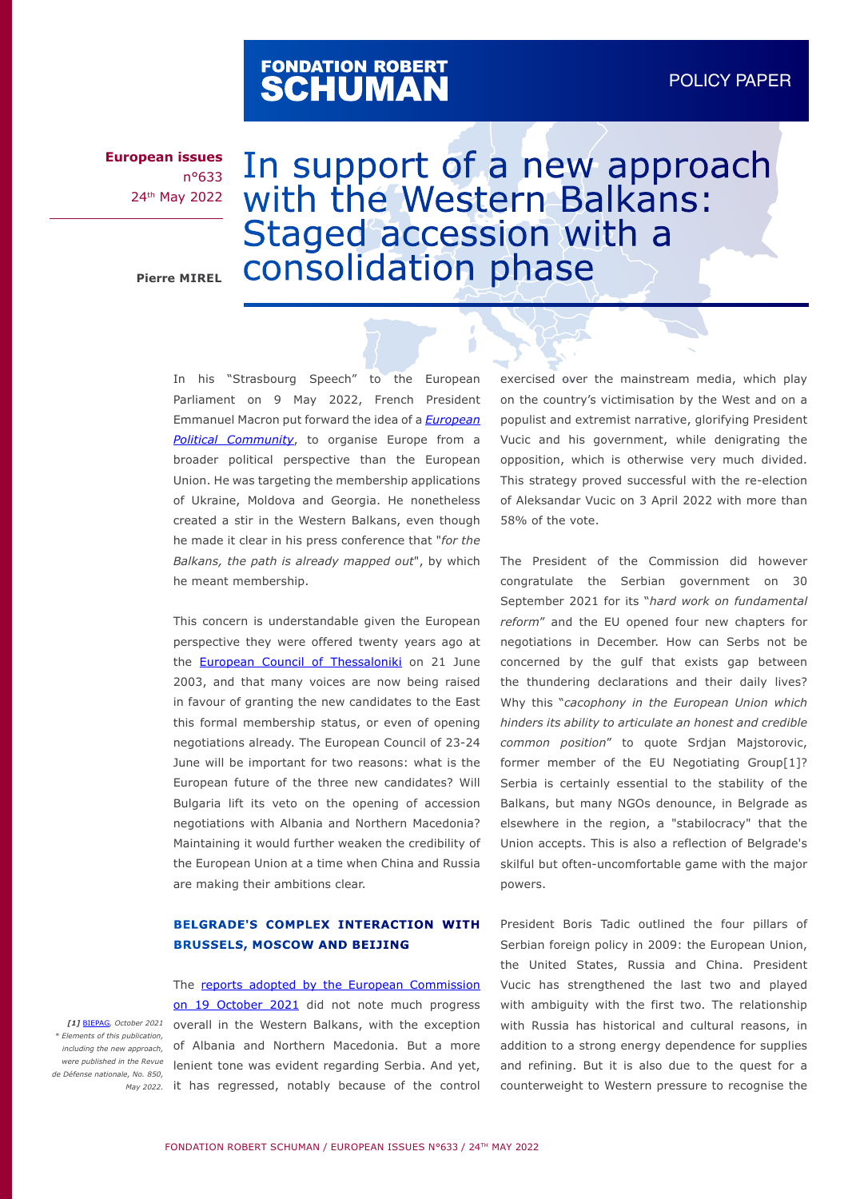FONDATION ROBERT SCHUMAN

POLICY PAPER

**European issues**
n°633
24th May 2022

# In support of a new approach with the Western Balkans: Staged accession with a consolidation phase

**Pierre MIREL**

In his "Strasbourg Speech" to the European Parliament on 9 May 2022, French President Emmanuel Macron put forward the idea of a *European Political Community*, to organise Europe from a broader political perspective than the European Union. He was targeting the membership applications of Ukraine, Moldova and Georgia. He nonetheless created a stir in the Western Balkans, even though he made it clear in his press conference that "*for the Balkans, the path is already mapped out*", by which he meant membership.

This concern is understandable given the European perspective they were offered twenty years ago at the European Council of Thessaloniki on 21 June 2003, and that many voices are now being raised in favour of granting the new candidates to the East this formal membership status, or even of opening negotiations already. The European Council of 23-24 June will be important for two reasons: what is the European future of the three new candidates? Will Bulgaria lift its veto on the opening of accession negotiations with Albania and Northern Macedonia? Maintaining it would further weaken the credibility of the European Union at a time when China and Russia are making their ambitions clear.

## BELGRADE'S COMPLEX INTERACTION WITH BRUSSELS, MOSCOW AND BEIJING

The reports adopted by the European Commission on 19 October 2021 did not note much progress overall in the Western Balkans, with the exception of Albania and Northern Macedonia. But a more lenient tone was evident regarding Serbia. And yet, it has regressed, notably because of the control exercised over the mainstream media, which play on the country's victimisation by the West and on a populist and extremist narrative, glorifying President Vucic and his government, while denigrating the opposition, which is otherwise very much divided. This strategy proved successful with the re-election of Aleksandar Vucic on 3 April 2022 with more than 58% of the vote.

The President of the Commission did however congratulate the Serbian government on 30 September 2021 for its "*hard work on fundamental reform*" and the EU opened four new chapters for negotiations in December. How can Serbs not be concerned by the gulf that exists gap between the thundering declarations and their daily lives? Why this "*cacophony in the European Union which hinders its ability to articulate an honest and credible common position*" to quote Srdjan Majstorovic, former member of the EU Negotiating Group[1]? Serbia is certainly essential to the stability of the Balkans, but many NGOs denounce, in Belgrade as elsewhere in the region, a "stabilocracy" that the Union accepts. This is also a reflection of Belgrade's skilful but often-uncomfortable game with the major powers.

President Boris Tadic outlined the four pillars of Serbian foreign policy in 2009: the European Union, the United States, Russia and China. President Vucic has strengthened the last two and played with ambiguity with the first two. The relationship with Russia has historical and cultural reasons, in addition to a strong energy dependence for supplies and refining. But it is also due to the quest for a counterweight to Western pressure to recognise the

*[1] BIEPAG, October 2021*
*\* Elements of this publication, including the new approach, were published in the Revue de Défense nationale, No. 850, May 2022.*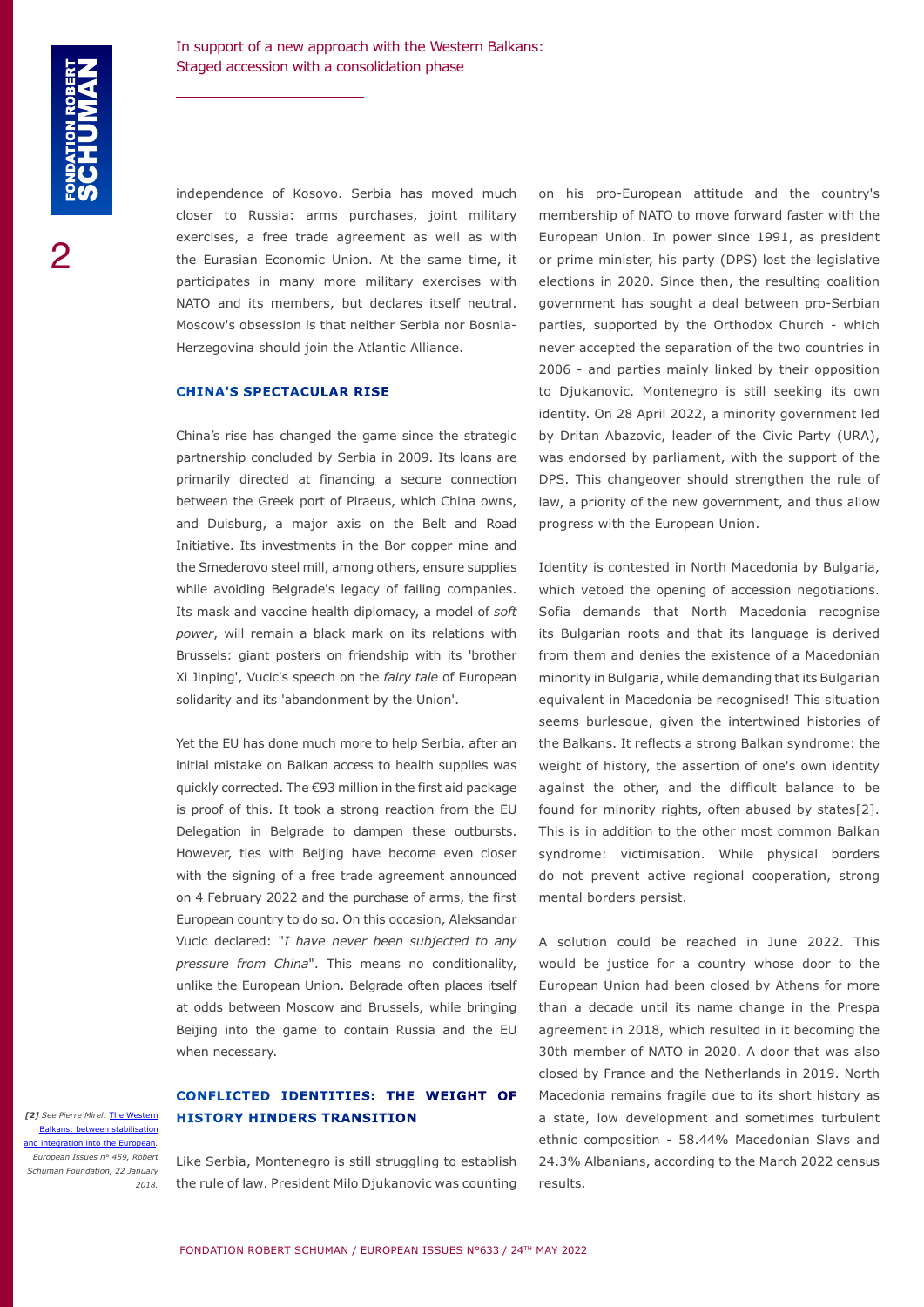independence of Kosovo. Serbia has moved much closer to Russia: arms purchases, joint military exercises, a free trade agreement as well as with the Eurasian Economic Union. At the same time, it participates in many more military exercises with NATO and its members, but declares itself neutral. Moscow's obsession is that neither Serbia nor Bosnia-Herzegovina should join the Atlantic Alliance.

### CHINA'S SPECTACULAR RISE

China's rise has changed the game since the strategic partnership concluded by Serbia in 2009. Its loans are primarily directed at financing a secure connection between the Greek port of Piraeus, which China owns, and Duisburg, a major axis on the Belt and Road Initiative. Its investments in the Bor copper mine and the Smederovo steel mill, among others, ensure supplies while avoiding Belgrade's legacy of failing companies. Its mask and vaccine health diplomacy, a model of *soft power*, will remain a black mark on its relations with Brussels: giant posters on friendship with its 'brother Xi Jinping', Vucic's speech on the *fairy tale* of European solidarity and its 'abandonment by the Union'.

Yet the EU has done much more to help Serbia, after an initial mistake on Balkan access to health supplies was quickly corrected. The €93 million in the first aid package is proof of this. It took a strong reaction from the EU Delegation in Belgrade to dampen these outbursts. However, ties with Beijing have become even closer with the signing of a free trade agreement announced on 4 February 2022 and the purchase of arms, the first European country to do so. On this occasion, Aleksandar Vucic declared: "*I have never been subjected to any pressure from China*". This means no conditionality, unlike the European Union. Belgrade often places itself at odds between Moscow and Brussels, while bringing Beijing into the game to contain Russia and the EU when necessary.

### CONFLICTED IDENTITIES: THE WEIGHT OF HISTORY HINDERS TRANSITION

Like Serbia, Montenegro is still struggling to establish the rule of law. President Milo Djukanovic was counting on his pro-European attitude and the country's membership of NATO to move forward faster with the European Union. In power since 1991, as president or prime minister, his party (DPS) lost the legislative elections in 2020. Since then, the resulting coalition government has sought a deal between pro-Serbian parties, supported by the Orthodox Church - which never accepted the separation of the two countries in 2006 - and parties mainly linked by their opposition to Djukanovic. Montenegro is still seeking its own identity. On 28 April 2022, a minority government led by Dritan Abazovic, leader of the Civic Party (URA), was endorsed by parliament, with the support of the DPS. This changeover should strengthen the rule of law, a priority of the new government, and thus allow progress with the European Union.

Identity is contested in North Macedonia by Bulgaria, which vetoed the opening of accession negotiations. Sofia demands that North Macedonia recognise its Bulgarian roots and that its language is derived from them and denies the existence of a Macedonian minority in Bulgaria, while demanding that its Bulgarian equivalent in Macedonia be recognised! This situation seems burlesque, given the intertwined histories of the Balkans. It reflects a strong Balkan syndrome: the weight of history, the assertion of one's own identity against the other, and the difficult balance to be found for minority rights, often abused by states[2]. This is in addition to the other most common Balkan syndrome: victimisation. While physical borders do not prevent active regional cooperation, strong mental borders persist.

A solution could be reached in June 2022. This would be justice for a country whose door to the European Union had been closed by Athens for more than a decade until its name change in the Prespa agreement in 2018, which resulted in it becoming the 30th member of NATO in 2020. A door that was also closed by France and the Netherlands in 2019. North Macedonia remains fragile due to its short history as a state, low development and sometimes turbulent ethnic composition - 58.44% Macedonian Slavs and 24.3% Albanians, according to the March 2022 census results.

*[2] See Pierre Mirel: The Western Balkans: between stabilisation and integration into the European, European Issues n° 459, Robert Schuman Foundation, 22 January 2018.*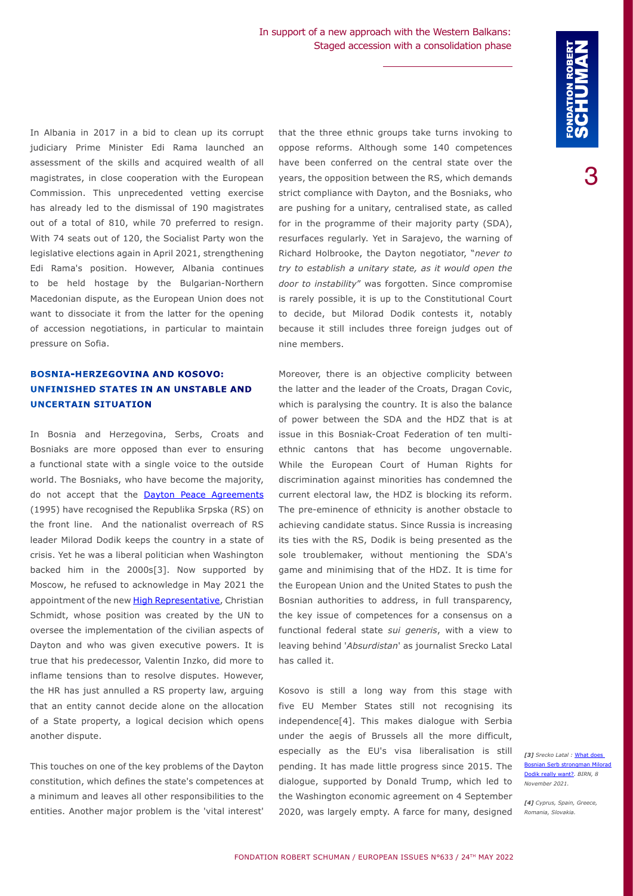In Albania in 2017 in a bid to clean up its corrupt judiciary Prime Minister Edi Rama launched an assessment of the skills and acquired wealth of all magistrates, in close cooperation with the European Commission. This unprecedented vetting exercise has already led to the dismissal of 190 magistrates out of a total of 810, while 70 preferred to resign. With 74 seats out of 120, the Socialist Party won the legislative elections again in April 2021, strengthening Edi Rama's position. However, Albania continues to be held hostage by the Bulgarian-Northern Macedonian dispute, as the European Union does not want to dissociate it from the latter for the opening of accession negotiations, in particular to maintain pressure on Sofia.

## BOSNIA-HERZEGOVINA AND KOSOVO: UNFINISHED STATES IN AN UNSTABLE AND UNCERTAIN SITUATION

In Bosnia and Herzegovina, Serbs, Croats and Bosniaks are more opposed than ever to ensuring a functional state with a single voice to the outside world. The Bosniaks, who have become the majority, do not accept that the [Dayton Peace Agreements](#) (1995) have recognised the Republika Srpska (RS) on the front line. And the nationalist overreach of RS leader Milorad Dodik keeps the country in a state of crisis. Yet he was a liberal politician when Washington backed him in the 2000s[3]. Now supported by Moscow, he refused to acknowledge in May 2021 the appointment of the new [High Representative](#), Christian Schmidt, whose position was created by the UN to oversee the implementation of the civilian aspects of Dayton and who was given executive powers. It is true that his predecessor, Valentin Inzko, did more to inflame tensions than to resolve disputes. However, the HR has just annulled a RS property law, arguing that an entity cannot decide alone on the allocation of a State property, a logical decision which opens another dispute.

This touches on one of the key problems of the Dayton constitution, which defines the state's competences at a minimum and leaves all other responsibilities to the entities. Another major problem is the 'vital interest' that the three ethnic groups take turns invoking to oppose reforms. Although some 140 competences have been conferred on the central state over the years, the opposition between the RS, which demands strict compliance with Dayton, and the Bosniaks, who are pushing for a unitary, centralised state, as called for in the programme of their majority party (SDA), resurfaces regularly. Yet in Sarajevo, the warning of Richard Holbrooke, the Dayton negotiator, "*never to try to establish a unitary state, as it would open the door to instability*" was forgotten. Since compromise is rarely possible, it is up to the Constitutional Court to decide, but Milorad Dodik contests it, notably because it still includes three foreign judges out of nine members.

Moreover, there is an objective complicity between the latter and the leader of the Croats, Dragan Covic, which is paralysing the country. It is also the balance of power between the SDA and the HDZ that is at issue in this Bosniak-Croat Federation of ten multi-ethnic cantons that has become ungovernable. While the European Court of Human Rights for discrimination against minorities has condemned the current electoral law, the HDZ is blocking its reform. The pre-eminence of ethnicity is another obstacle to achieving candidate status. Since Russia is increasing its ties with the RS, Dodik is being presented as the sole troublemaker, without mentioning the SDA's game and minimising that of the HDZ. It is time for the European Union and the United States to push the Bosnian authorities to address, in full transparency, the key issue of competences for a consensus on a functional federal state *sui generis*, with a view to leaving behind '*Absurdistan*' as journalist Srecko Latal has called it.

Kosovo is still a long way from this stage with five EU Member States still not recognising its independence[4]. This makes dialogue with Serbia under the aegis of Brussels all the more difficult, especially as the EU's visa liberalisation is still pending. It has made little progress since 2015. The dialogue, supported by Donald Trump, which led to the Washington economic agreement on 4 September 2020, was largely empty. A farce for many, designed

*[3] Srecko Latal :* [What does Bosnian Serb strongman Milorad Dodik really want?](#)*, BIRN, 8 November 2021.*

*[4] Cyprus, Spain, Greece, Romania, Slovakia.*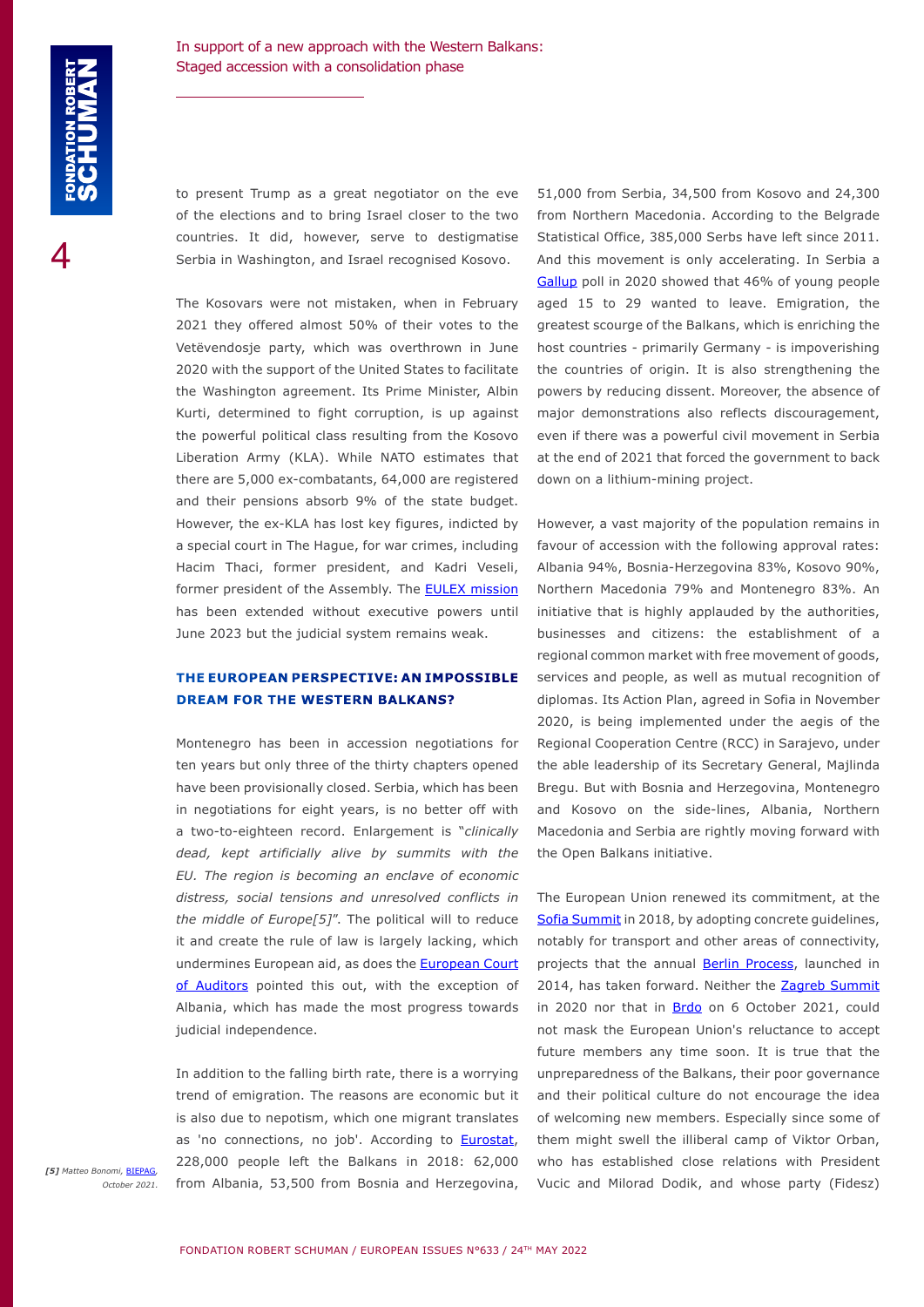to present Trump as a great negotiator on the eve of the elections and to bring Israel closer to the two countries. It did, however, serve to destigmatise Serbia in Washington, and Israel recognised Kosovo.

The Kosovars were not mistaken, when in February 2021 they offered almost 50% of their votes to the Vetëvendosje party, which was overthrown in June 2020 with the support of the United States to facilitate the Washington agreement. Its Prime Minister, Albin Kurti, determined to fight corruption, is up against the powerful political class resulting from the Kosovo Liberation Army (KLA). While NATO estimates that there are 5,000 ex-combatants, 64,000 are registered and their pensions absorb 9% of the state budget. However, the ex-KLA has lost key figures, indicted by a special court in The Hague, for war crimes, including Hacim Thaci, former president, and Kadri Veseli, former president of the Assembly. The EULEX mission has been extended without executive powers until June 2023 but the judicial system remains weak.

## THE EUROPEAN PERSPECTIVE: AN IMPOSSIBLE DREAM FOR THE WESTERN BALKANS?

Montenegro has been in accession negotiations for ten years but only three of the thirty chapters opened have been provisionally closed. Serbia, which has been in negotiations for eight years, is no better off with a two-to-eighteen record. Enlargement is "*clinically dead, kept artificially alive by summits with the EU. The region is becoming an enclave of economic distress, social tensions and unresolved conflicts in the middle of Europe[5]*". The political will to reduce it and create the rule of law is largely lacking, which undermines European aid, as does the European Court of Auditors pointed this out, with the exception of Albania, which has made the most progress towards judicial independence.

In addition to the falling birth rate, there is a worrying trend of emigration. The reasons are economic but it is also due to nepotism, which one migrant translates as 'no connections, no job'. According to Eurostat, 228,000 people left the Balkans in 2018: 62,000 from Albania, 53,500 from Bosnia and Herzegovina, 51,000 from Serbia, 34,500 from Kosovo and 24,300 from Northern Macedonia. According to the Belgrade Statistical Office, 385,000 Serbs have left since 2011. And this movement is only accelerating. In Serbia a Gallup poll in 2020 showed that 46% of young people aged 15 to 29 wanted to leave. Emigration, the greatest scourge of the Balkans, which is enriching the host countries - primarily Germany - is impoverishing the countries of origin. It is also strengthening the powers by reducing dissent. Moreover, the absence of major demonstrations also reflects discouragement, even if there was a powerful civil movement in Serbia at the end of 2021 that forced the government to back down on a lithium-mining project.

However, a vast majority of the population remains in favour of accession with the following approval rates: Albania 94%, Bosnia-Herzegovina 83%, Kosovo 90%, Northern Macedonia 79% and Montenegro 83%. An initiative that is highly applauded by the authorities, businesses and citizens: the establishment of a regional common market with free movement of goods, services and people, as well as mutual recognition of diplomas. Its Action Plan, agreed in Sofia in November 2020, is being implemented under the aegis of the Regional Cooperation Centre (RCC) in Sarajevo, under the able leadership of its Secretary General, Majlinda Bregu. But with Bosnia and Herzegovina, Montenegro and Kosovo on the side-lines, Albania, Northern Macedonia and Serbia are rightly moving forward with the Open Balkans initiative.

The European Union renewed its commitment, at the Sofia Summit in 2018, by adopting concrete guidelines, notably for transport and other areas of connectivity, projects that the annual Berlin Process, launched in 2014, has taken forward. Neither the Zagreb Summit in 2020 nor that in Brdo on 6 October 2021, could not mask the European Union's reluctance to accept future members any time soon. It is true that the unpreparedness of the Balkans, their poor governance and their political culture do not encourage the idea of welcoming new members. Especially since some of them might swell the illiberal camp of Viktor Orban, who has established close relations with President Vucic and Milorad Dodik, and whose party (Fidesz)

*[5] Matteo Bonomi, BIEPAG, October 2021.*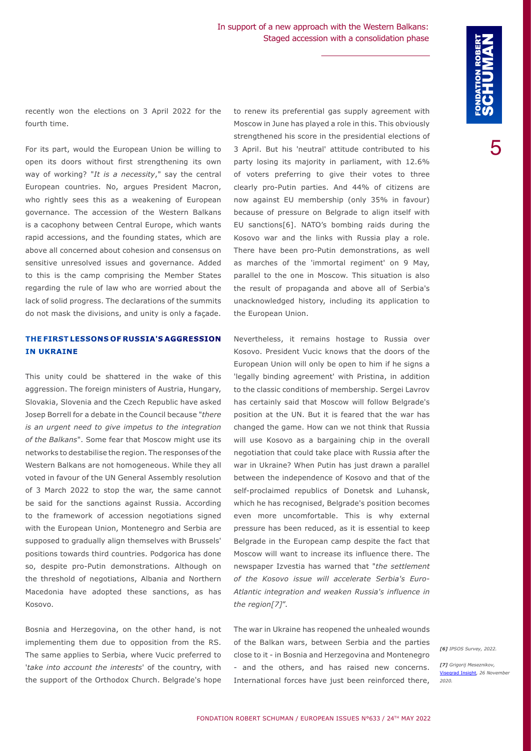recently won the elections on 3 April 2022 for the fourth time.

For its part, would the European Union be willing to open its doors without first strengthening its own way of working? "*It is a necessity*," say the central European countries. No, argues President Macron, who rightly sees this as a weakening of European governance. The accession of the Western Balkans is a cacophony between Central Europe, which wants rapid accessions, and the founding states, which are above all concerned about cohesion and consensus on sensitive unresolved issues and governance. Added to this is the camp comprising the Member States regarding the rule of law who are worried about the lack of solid progress. The declarations of the summits do not mask the divisions, and unity is only a façade.

## THE FIRST LESSONS OF RUSSIA'S AGGRESSION IN UKRAINE

This unity could be shattered in the wake of this aggression. The foreign ministers of Austria, Hungary, Slovakia, Slovenia and the Czech Republic have asked Josep Borrell for a debate in the Council because "*there is an urgent need to give impetus to the integration of the Balkans*". Some fear that Moscow might use its networks to destabilise the region. The responses of the Western Balkans are not homogeneous. While they all voted in favour of the UN General Assembly resolution of 3 March 2022 to stop the war, the same cannot be said for the sanctions against Russia. According to the framework of accession negotiations signed with the European Union, Montenegro and Serbia are supposed to gradually align themselves with Brussels' positions towards third countries. Podgorica has done so, despite pro-Putin demonstrations. Although on the threshold of negotiations, Albania and Northern Macedonia have adopted these sanctions, as has Kosovo.

Bosnia and Herzegovina, on the other hand, is not implementing them due to opposition from the RS. The same applies to Serbia, where Vucic preferred to '*take into account the interests*' of the country, with the support of the Orthodox Church. Belgrade's hope to renew its preferential gas supply agreement with Moscow in June has played a role in this. This obviously strengthened his score in the presidential elections of 3 April. But his 'neutral' attitude contributed to his party losing its majority in parliament, with 12.6% of voters preferring to give their votes to three clearly pro-Putin parties. And 44% of citizens are now against EU membership (only 35% in favour) because of pressure on Belgrade to align itself with EU sanctions[6]. NATO's bombing raids during the Kosovo war and the links with Russia play a role. There have been pro-Putin demonstrations, as well as marches of the 'immortal regiment' on 9 May, parallel to the one in Moscow. This situation is also the result of propaganda and above all of Serbia's unacknowledged history, including its application to the European Union.

Nevertheless, it remains hostage to Russia over Kosovo. President Vucic knows that the doors of the European Union will only be open to him if he signs a 'legally binding agreement' with Pristina, in addition to the classic conditions of membership. Sergei Lavrov has certainly said that Moscow will follow Belgrade's position at the UN. But it is feared that the war has changed the game. How can we not think that Russia will use Kosovo as a bargaining chip in the overall negotiation that could take place with Russia after the war in Ukraine? When Putin has just drawn a parallel between the independence of Kosovo and that of the self-proclaimed republics of Donetsk and Luhansk, which he has recognised, Belgrade's position becomes even more uncomfortable. This is why external pressure has been reduced, as it is essential to keep Belgrade in the European camp despite the fact that Moscow will want to increase its influence there. The newspaper Izvestia has warned that "*the settlement of the Kosovo issue will accelerate Serbia's Euro-Atlantic integration and weaken Russia's influence in the region[7]*".

The war in Ukraine has reopened the unhealed wounds of the Balkan wars, between Serbia and the parties close to it - in Bosnia and Herzegovina and Montenegro - and the others, and has raised new concerns. International forces have just been reinforced there,

*[6] IPSOS Survey, 2022.*

*[7] Grigorij Meseznikov, Visegrad Insight, 26 November 2020.*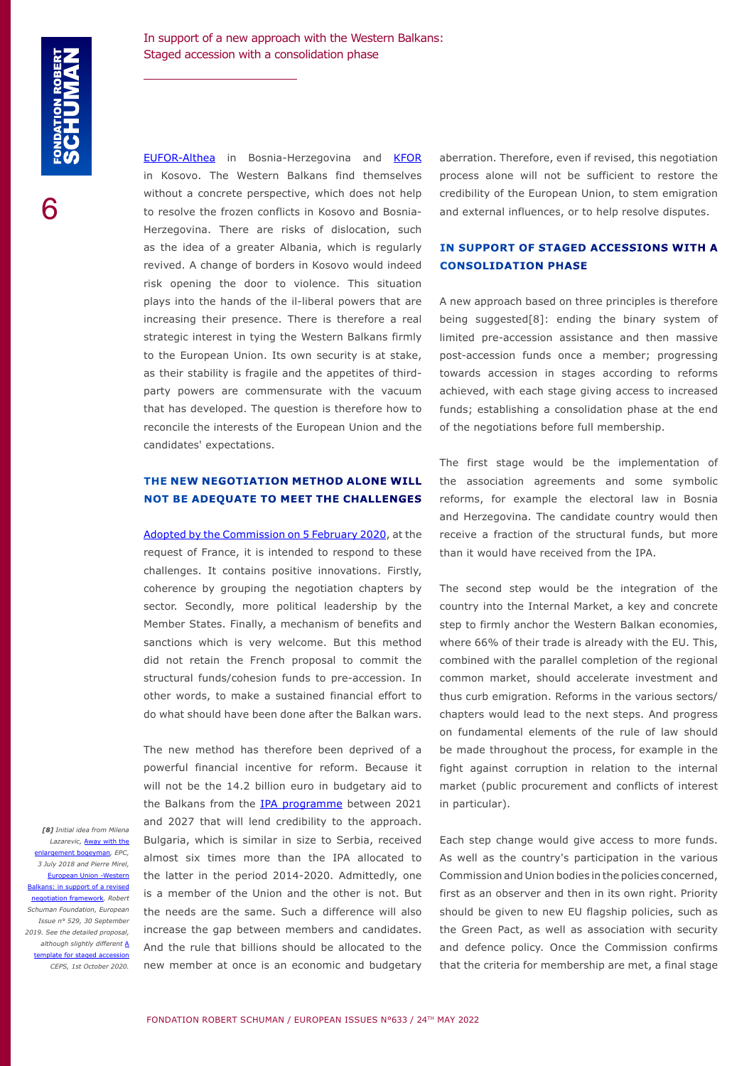EUFOR-Althea in Bosnia-Herzegovina and KFOR in Kosovo. The Western Balkans find themselves without a concrete perspective, which does not help to resolve the frozen conflicts in Kosovo and Bosnia-Herzegovina. There are risks of dislocation, such as the idea of a greater Albania, which is regularly revived. A change of borders in Kosovo would indeed risk opening the door to violence. This situation plays into the hands of the il-liberal powers that are increasing their presence. There is therefore a real strategic interest in tying the Western Balkans firmly to the European Union. Its own security is at stake, as their stability is fragile and the appetites of third-party powers are commensurate with the vacuum that has developed. The question is therefore how to reconcile the interests of the European Union and the candidates' expectations.

## THE NEW NEGOTIATION METHOD ALONE WILL NOT BE ADEQUATE TO MEET THE CHALLENGES

Adopted by the Commission on 5 February 2020, at the request of France, it is intended to respond to these challenges. It contains positive innovations. Firstly, coherence by grouping the negotiation chapters by sector. Secondly, more political leadership by the Member States. Finally, a mechanism of benefits and sanctions which is very welcome. But this method did not retain the French proposal to commit the structural funds/cohesion funds to pre-accession. In other words, to make a sustained financial effort to do what should have been done after the Balkan wars.

The new method has therefore been deprived of a powerful financial incentive for reform. Because it will not be the 14.2 billion euro in budgetary aid to the Balkans from the IPA programme between 2021 and 2027 that will lend credibility to the approach. Bulgaria, which is similar in size to Serbia, received almost six times more than the IPA allocated to the latter in the period 2014-2020. Admittedly, one is a member of the Union and the other is not. But the needs are the same. Such a difference will also increase the gap between members and candidates. And the rule that billions should be allocated to the new member at once is an economic and budgetary aberration. Therefore, even if revised, this negotiation process alone will not be sufficient to restore the credibility of the European Union, to stem emigration and external influences, or to help resolve disputes.

## IN SUPPORT OF STAGED ACCESSIONS WITH A CONSOLIDATION PHASE

A new approach based on three principles is therefore being suggested[8]: ending the binary system of limited pre-accession assistance and then massive post-accession funds once a member; progressing towards accession in stages according to reforms achieved, with each stage giving access to increased funds; establishing a consolidation phase at the end of the negotiations before full membership.

The first stage would be the implementation of the association agreements and some symbolic reforms, for example the electoral law in Bosnia and Herzegovina. The candidate country would then receive a fraction of the structural funds, but more than it would have received from the IPA.

The second step would be the integration of the country into the Internal Market, a key and concrete step to firmly anchor the Western Balkan economies, where 66% of their trade is already with the EU. This, combined with the parallel completion of the regional common market, should accelerate investment and thus curb emigration. Reforms in the various sectors/chapters would lead to the next steps. And progress on fundamental elements of the rule of law should be made throughout the process, for example in the fight against corruption in relation to the internal market (public procurement and conflicts of interest in particular).

Each step change would give access to more funds. As well as the country's participation in the various Commission and Union bodies in the policies concerned, first as an observer and then in its own right. Priority should be given to new EU flagship policies, such as the Green Pact, as well as association with security and defence policy. Once the Commission confirms that the criteria for membership are met, a final stage

*[8] Initial idea from Milena Lazarevic, Away with the enlargement bogeyman, EPC, 3 July 2018 and Pierre Mirel, European Union -Western Balkans: in support of a revised negotiation framework. Robert Schuman Foundation, European Issue n° 529, 30 September 2019. See the detailed proposal, although slightly different A template for staged accession CEPS, 1st October 2020.*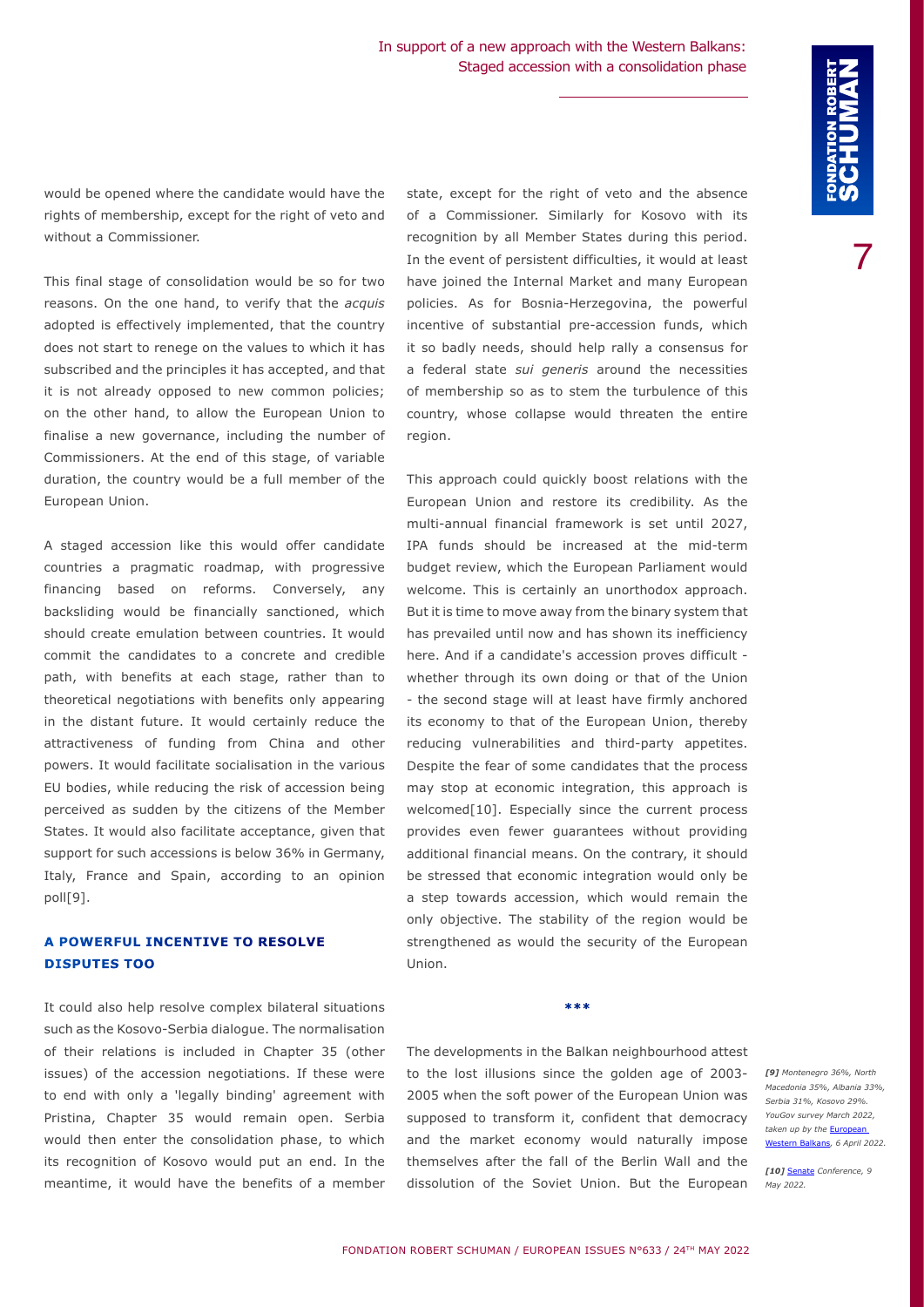would be opened where the candidate would have the rights of membership, except for the right of veto and without a Commissioner.

This final stage of consolidation would be so for two reasons. On the one hand, to verify that the *acquis* adopted is effectively implemented, that the country does not start to renege on the values to which it has subscribed and the principles it has accepted, and that it is not already opposed to new common policies; on the other hand, to allow the European Union to finalise a new governance, including the number of Commissioners. At the end of this stage, of variable duration, the country would be a full member of the European Union.

A staged accession like this would offer candidate countries a pragmatic roadmap, with progressive financing based on reforms. Conversely, any backsliding would be financially sanctioned, which should create emulation between countries. It would commit the candidates to a concrete and credible path, with benefits at each stage, rather than to theoretical negotiations with benefits only appearing in the distant future. It would certainly reduce the attractiveness of funding from China and other powers. It would facilitate socialisation in the various EU bodies, while reducing the risk of accession being perceived as sudden by the citizens of the Member States. It would also facilitate acceptance, given that support for such accessions is below 36% in Germany, Italy, France and Spain, according to an opinion poll[9].

## A POWERFUL INCENTIVE TO RESOLVE DISPUTES TOO

It could also help resolve complex bilateral situations such as the Kosovo-Serbia dialogue. The normalisation of their relations is included in Chapter 35 (other issues) of the accession negotiations. If these were to end with only a 'legally binding' agreement with Pristina, Chapter 35 would remain open. Serbia would then enter the consolidation phase, to which its recognition of Kosovo would put an end. In the meantime, it would have the benefits of a member state, except for the right of veto and the absence of a Commissioner. Similarly for Kosovo with its recognition by all Member States during this period. In the event of persistent difficulties, it would at least have joined the Internal Market and many European policies. As for Bosnia-Herzegovina, the powerful incentive of substantial pre-accession funds, which it so badly needs, should help rally a consensus for a federal state *sui generis* around the necessities of membership so as to stem the turbulence of this country, whose collapse would threaten the entire region.

This approach could quickly boost relations with the European Union and restore its credibility. As the multi-annual financial framework is set until 2027, IPA funds should be increased at the mid-term budget review, which the European Parliament would welcome. This is certainly an unorthodox approach. But it is time to move away from the binary system that has prevailed until now and has shown its inefficiency here. And if a candidate's accession proves difficult - whether through its own doing or that of the Union - the second stage will at least have firmly anchored its economy to that of the European Union, thereby reducing vulnerabilities and third-party appetites. Despite the fear of some candidates that the process may stop at economic integration, this approach is welcomed[10]. Especially since the current process provides even fewer guarantees without providing additional financial means. On the contrary, it should be stressed that economic integration would only be a step towards accession, which would remain the only objective. The stability of the region would be strengthened as would the security of the European Union.

***

The developments in the Balkan neighbourhood attest to the lost illusions since the golden age of 2003-2005 when the soft power of the European Union was supposed to transform it, confident that democracy and the market economy would naturally impose themselves after the fall of the Berlin Wall and the dissolution of the Soviet Union. But the European

*[9] Montenegro 36%, North Macedonia 35%, Albania 33%, Serbia 31%, Kosovo 29%. YouGov survey March 2022, taken up by the European Western Balkans, 6 April 2022.*

*[10] Senate Conference, 9 May 2022.*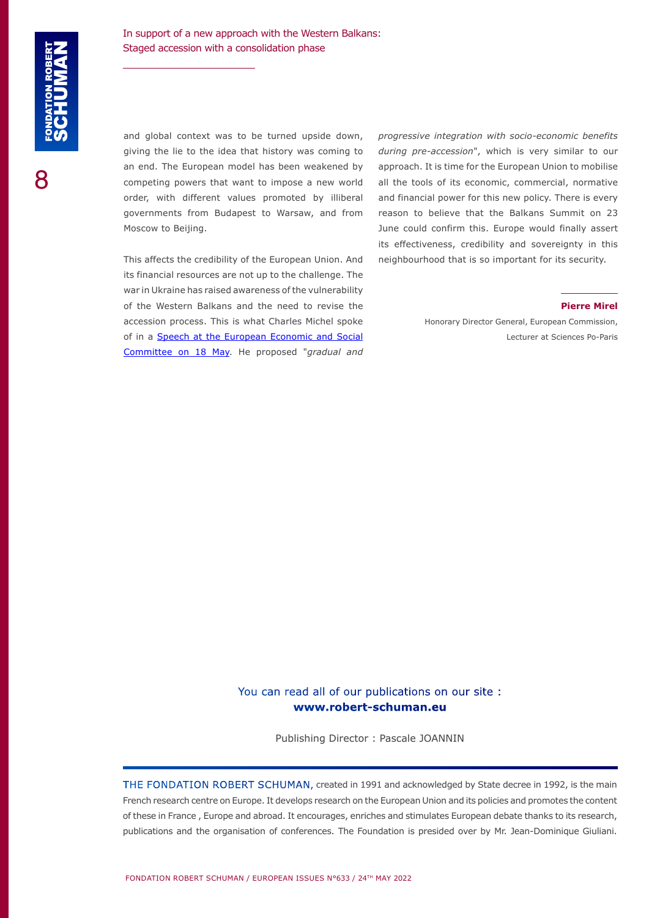and global context was to be turned upside down, giving the lie to the idea that history was coming to an end. The European model has been weakened by competing powers that want to impose a new world order, with different values promoted by illiberal governments from Budapest to Warsaw, and from Moscow to Beijing.

This affects the credibility of the European Union. And its financial resources are not up to the challenge. The war in Ukraine has raised awareness of the vulnerability of the Western Balkans and the need to revise the accession process. This is what Charles Michel spoke of in a Speech at the European Economic and Social Committee on 18 May. He proposed "*gradual and progressive integration with socio-economic benefits during pre-accession*", which is very similar to our approach. It is time for the European Union to mobilise all the tools of its economic, commercial, normative and financial power for this new policy. There is every reason to believe that the Balkans Summit on 23 June could confirm this. Europe would finally assert its effectiveness, credibility and sovereignty in this neighbourhood that is so important for its security.

**Pierre Mirel**

Honorary Director General, European Commission,
Lecturer at Sciences Po-Paris

You can read all of our publications on our site :
**www.robert-schuman.eu**

Publishing Director : Pascale JOANNIN

THE FONDATION ROBERT SCHUMAN, created in 1991 and acknowledged by State decree in 1992, is the main French research centre on Europe. It develops research on the European Union and its policies and promotes the content of these in France , Europe and abroad. It encourages, enriches and stimulates European debate thanks to its research, publications and the organisation of conferences. The Foundation is presided over by Mr. Jean-Dominique Giuliani.